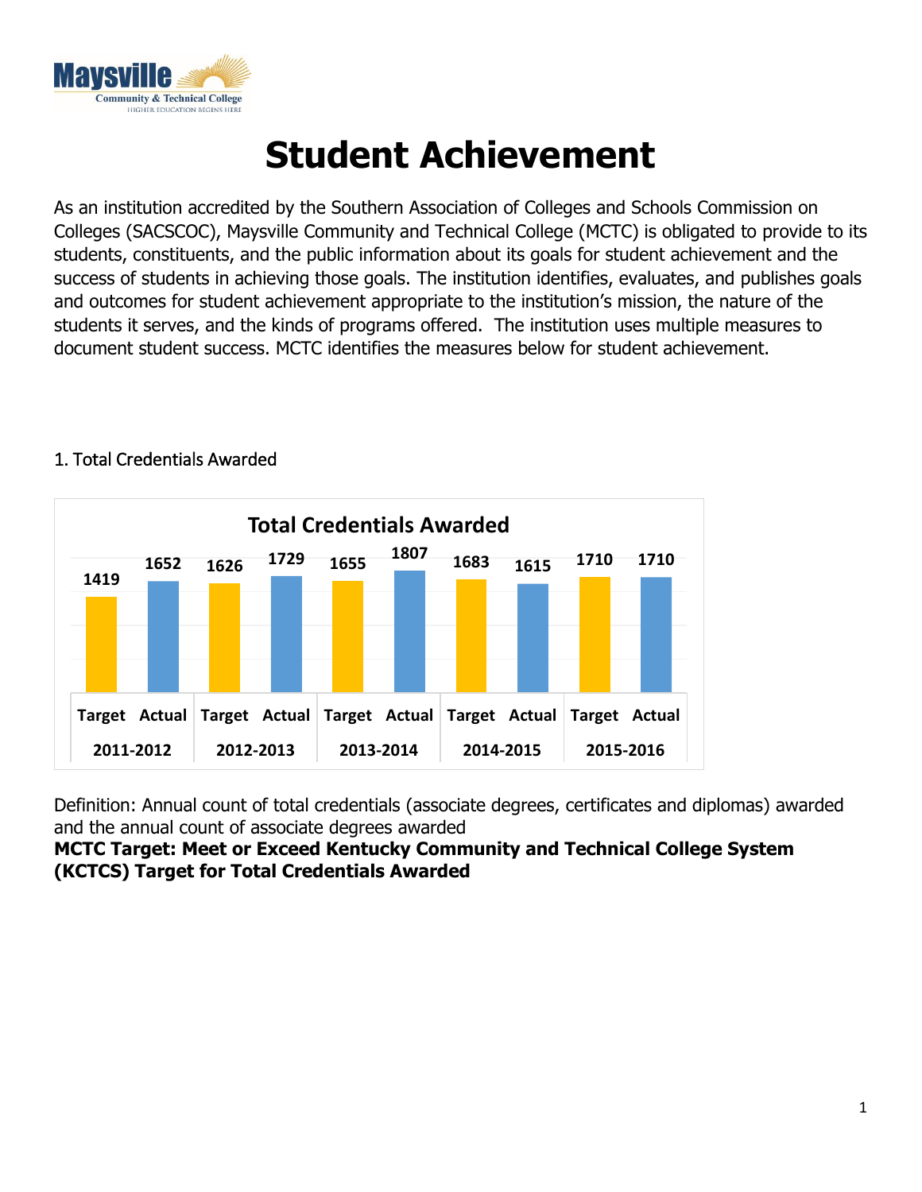# Student Achievement

As an institution accredited by the Southern Association of Colleges and Schools Commission on Colleges (SACSCOC), Maysville Community and Technical College (MCTC) is obligated to provide to its students, constituents, and the public information about its goals for student achievement and the success of students in achieving those goals. The institution identifies, evaluates, and publishes goals and outcomes for student achievement appropriate to the institution's mission, the nature of the students it serves, and the kinds of programs offered. The institution uses multiple measures to document student success. MCTC identifies the measures below for student achievement.

1. Total Credentials Awarded

Total Credentials Awarded

1419
1652
1626
1729
1655
1807
1683
1615
1710
1710

Target Actual Target Actual Target Actual Target Actual Target Actual

2011-2012 2012-2013 2013-2014 2014-2015 2015-2016

Definition: Annual count of total credentials (associate degrees, certificates and diplomas) awarded and the annual count of associate degrees awarded

**MCTC Target: Meet or Exceed Kentucky Community and Technical College System (KCTCS) Target for Total Credentials Awarded**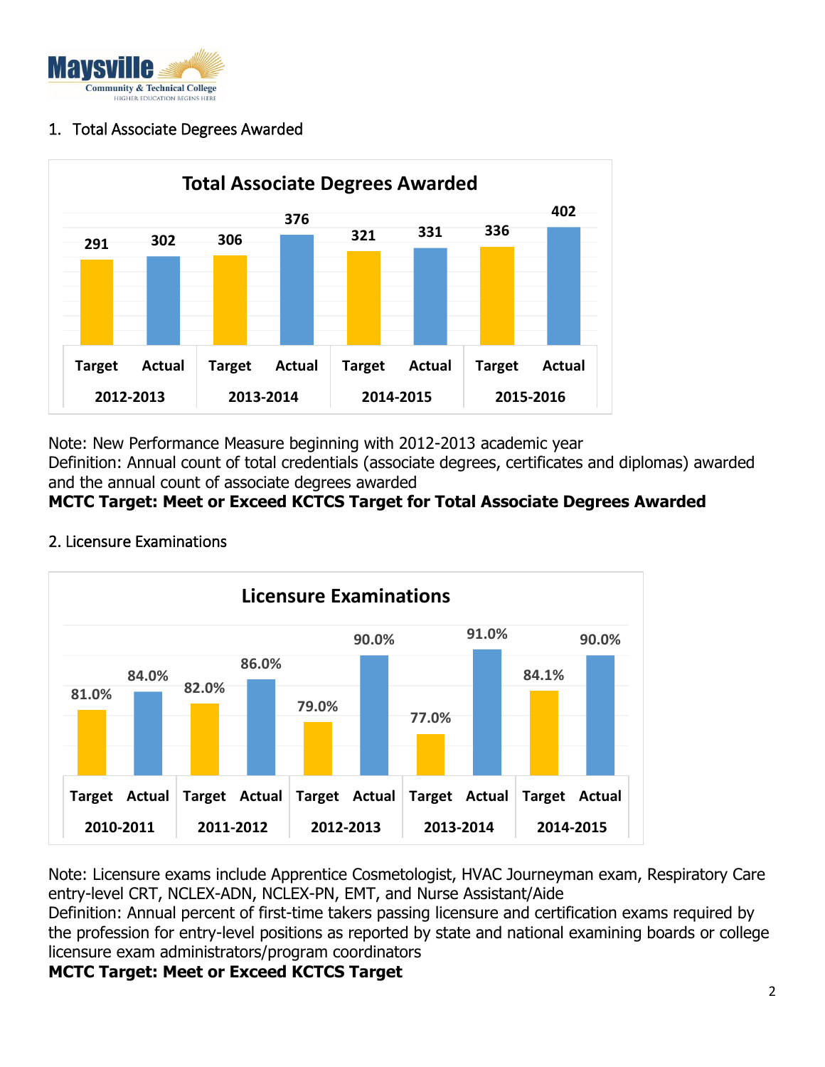1. Total Associate Degrees Awarded

**Total Associate Degrees Awarded**

291 302 306 376 321 331 336 402

Target Actual Target Actual Target Actual Target Actual

2012-2013 2013-2014 2014-2015 2015-2016

Note: New Performance Measure beginning with 2012-2013 academic year
Definition: Annual count of total credentials (associate degrees, certificates and diplomas) awarded and the annual count of associate degrees awarded
**MCTC Target: Meet or Exceed KCTCS Target for Total Associate Degrees Awarded**

2. Licensure Examinations

**Licensure Examinations**

81.0% 84.0% 82.0% 86.0% 79.0% 90.0% 77.0% 91.0% 84.1% 90.0%

Target Actual Target Actual Target Actual Target Actual Target Actual

2010-2011 2011-2012 2012-2013 2013-2014 2014-2015

Note: Licensure exams include Apprentice Cosmetologist, HVAC Journeyman exam, Respiratory Care entry-level CRT, NCLEX-ADN, NCLEX-PN, EMT, and Nurse Assistant/Aide
Definition: Annual percent of first-time takers passing licensure and certification exams required by the profession for entry-level positions as reported by state and national examining boards or college licensure exam administrators/program coordinators
**MCTC Target: Meet or Exceed KCTCS Target**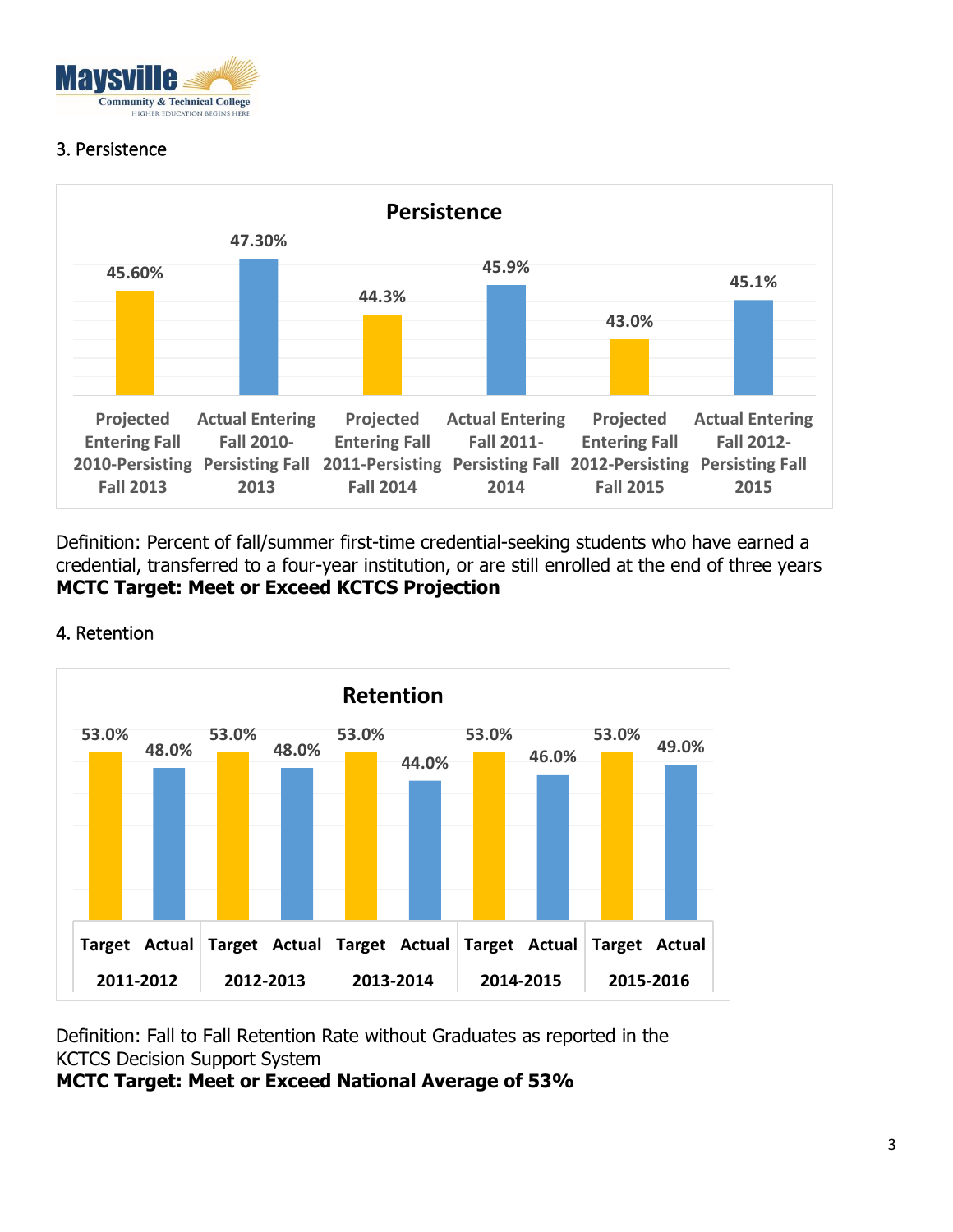## 3. Persistence

Persistence

45.60%
47.30%
44.3%
45.9%
43.0%
45.1%

Projected Entering Fall 2010-Persisting Fall 2013
Actual Entering Fall 2010-Persisting Fall 2013
Projected Entering Fall 2011-Persisting Fall 2014
Actual Entering Fall 2011-Persisting Fall 2014
Projected Entering Fall 2012-Persisting Fall 2015
Actual Entering Fall 2012-Persisting Fall 2015

Definition: Percent of fall/summer first-time credential-seeking students who have earned a credential, transferred to a four-year institution, or are still enrolled at the end of three years
**MCTC Target: Meet or Exceed KCTCS Projection**

## 4. Retention

Retention

53.0% 48.0% 53.0% 48.0% 53.0% 44.0% 53.0% 46.0% 53.0% 49.0%

Target Actual Target Actual Target Actual Target Actual Target Actual
2011-2012 2012-2013 2013-2014 2014-2015 2015-2016

Definition: Fall to Fall Retention Rate without Graduates as reported in the KCTCS Decision Support System
**MCTC Target: Meet or Exceed National Average of 53%**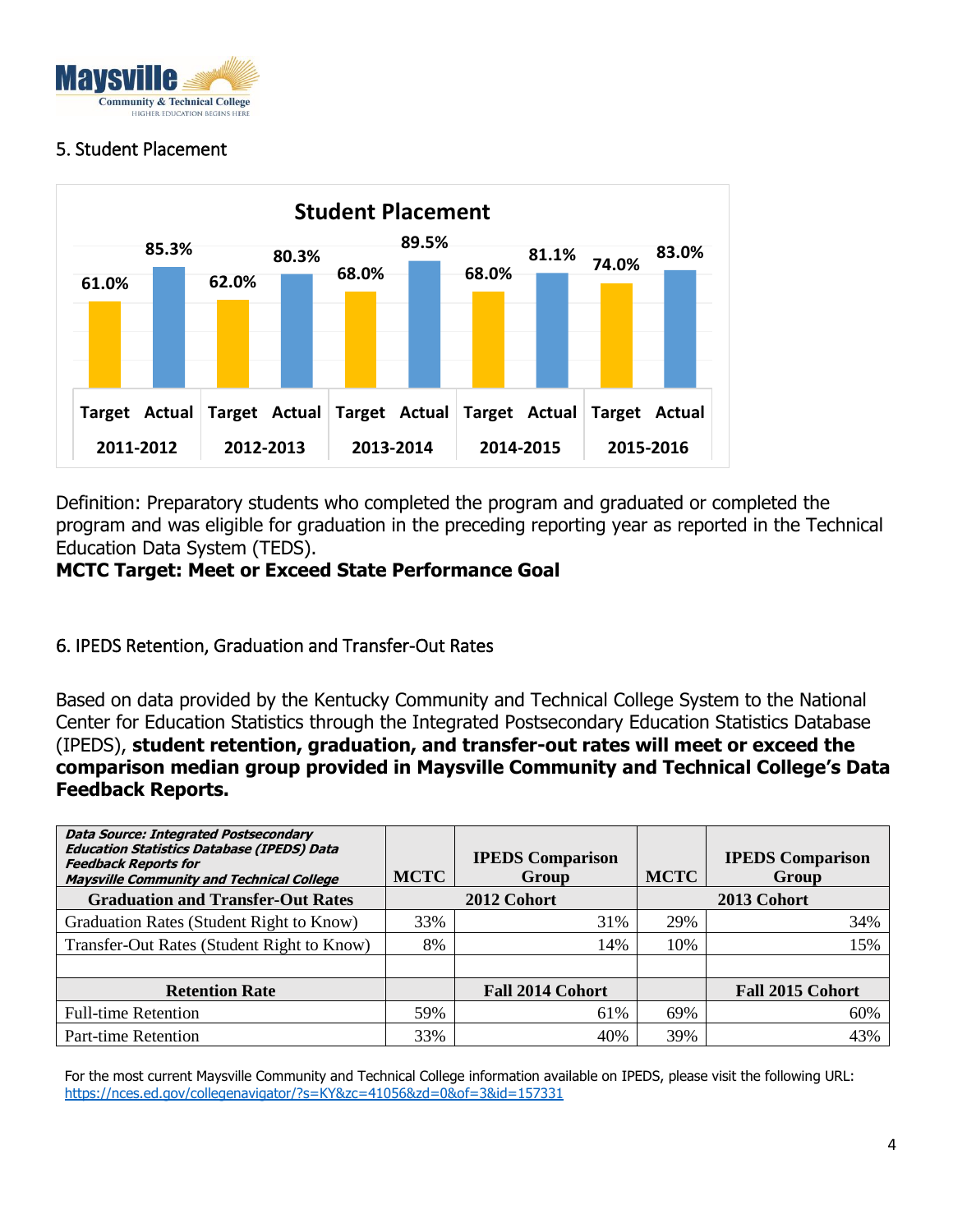Maysville Community & Technical College
HIGHER EDUCATION BEGINS HERE

## 5. Student Placement

Student Placement

61.0%
85.3%
62.0%
80.3%
68.0%
89.5%
68.0%
81.1%
74.0%
83.0%

Target Actual Target Actual Target Actual Target Actual Target Actual
2011-2012 2012-2013 2013-2014 2014-2015 2015-2016

Definition: Preparatory students who completed the program and graduated or completed the program and was eligible for graduation in the preceding reporting year as reported in the Technical Education Data System (TEDS).

**MCTC Target: Meet or Exceed State Performance Goal**

## 6. IPEDS Retention, Graduation and Transfer-Out Rates

Based on data provided by the Kentucky Community and Technical College System to the National Center for Education Statistics through the Integrated Postsecondary Education Statistics Database (IPEDS), **student retention, graduation, and transfer-out rates will meet or exceed the comparison median group provided in Maysville Community and Technical College's Data Feedback Reports.**

| ***Data Source: Integrated Postsecondary Education Statistics Database (IPEDS) Data Feedback Reports for Maysville Community and Technical College*** | MCTC | IPEDS Comparison Group | MCTC | IPEDS Comparison Group |
|---|---|---|---|---|
| **Graduation and Transfer-Out Rates** | **2012 Cohort** | | **2013 Cohort** | |
| Graduation Rates (Student Right to Know) | 33% | 31% | 29% | 34% |
| Transfer-Out Rates (Student Right to Know) | 8% | 14% | 10% | 15% |
| | | | | |
| **Retention Rate** | | **Fall 2014 Cohort** | | **Fall 2015 Cohort** |
| Full-time Retention | 59% | 61% | 69% | 60% |
| Part-time Retention | 33% | 40% | 39% | 43% |

For the most current Maysville Community and Technical College information available on IPEDS, please visit the following URL: https://nces.ed.gov/collegenavigator/?s=KY&zc=41056&zd=0&of=3&id=157331